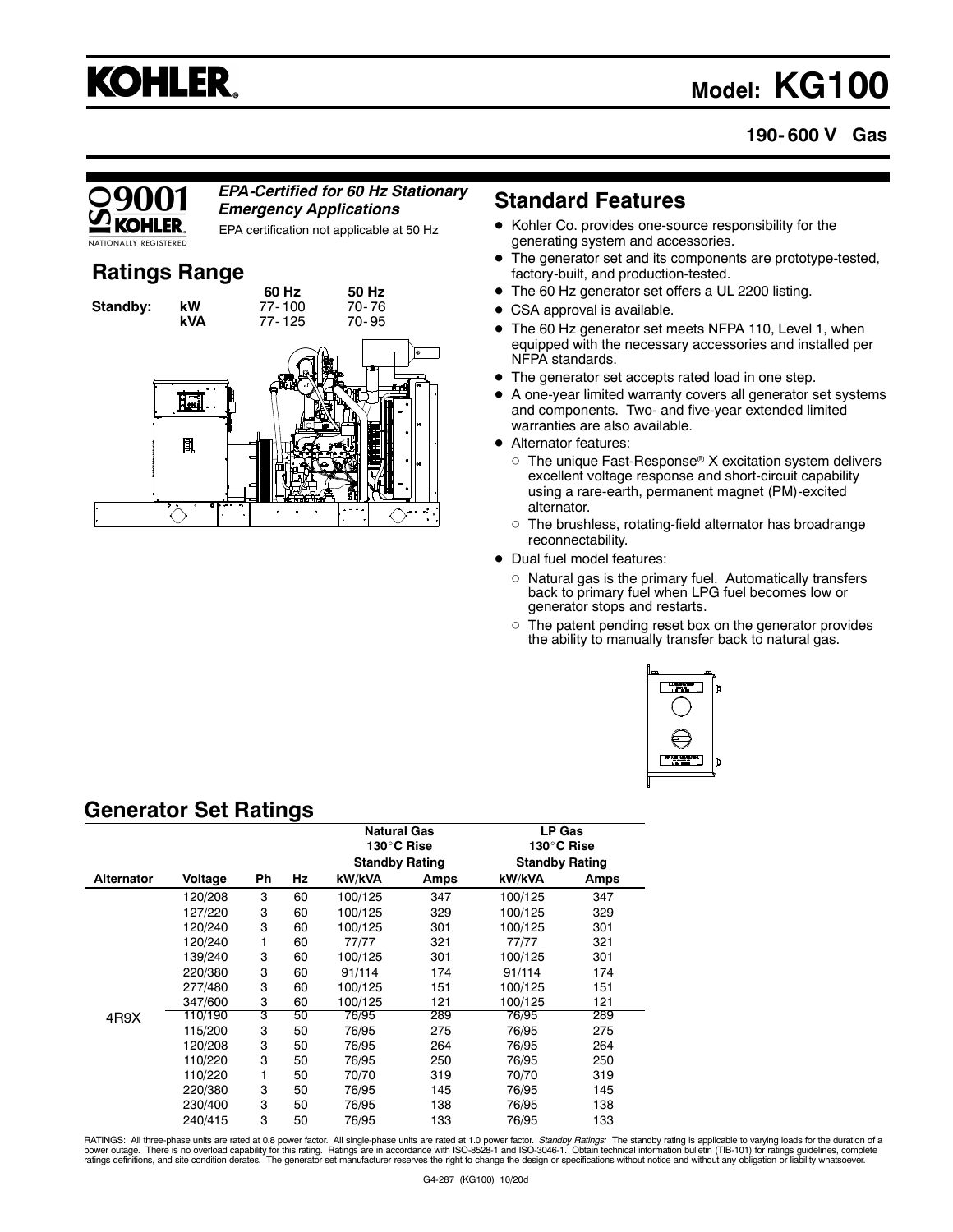# KOHLER

## Model: KG100

**190-600 V Gas**

*EPA-Certified for 60 Hz Stationary Emergency Applications*

EPA certification not applicable at 50 Hz

## Ratings Range

| | | 60 Hz | 50 Hz |
|---|---|---|---|
| **Standby:** | **kW** | 77-100 | 70-76 |
| | **kVA** | 77-125 | 70-95 |

## Standard Features

- Kohler Co. provides one-source responsibility for the generating system and accessories.
- The generator set and its components are prototype-tested, factory-built, and production-tested.
- The 60 Hz generator set offers a UL 2200 listing.
- CSA approval is available.
- The 60 Hz generator set meets NFPA 110, Level 1, when equipped with the necessary accessories and installed per NFPA standards.
- The generator set accepts rated load in one step.
- A one-year limited warranty covers all generator set systems and components. Two- and five-year extended limited warranties are also available.
- Alternator features:
  - The unique Fast-Response® X excitation system delivers excellent voltage response and short-circuit capability using a rare-earth, permanent magnet (PM)-excited alternator.
  - The brushless, rotating-field alternator has broadrange reconnectability.
- Dual fuel model features:
  - Natural gas is the primary fuel. Automatically transfers back to primary fuel when LPG fuel becomes low or generator stops and restarts.
  - The patent pending reset box on the generator provides the ability to manually transfer back to natural gas.

## Generator Set Ratings

| | | | | Natural Gas 130°C Rise Standby Rating | | LP Gas 130°C Rise Standby Rating | |
|---|---|---|---|---|---|---|---|
| **Alternator** | **Voltage** | **Ph** | **Hz** | **kW/kVA** | **Amps** | **kW/kVA** | **Amps** |
| 4R9X | 120/208 | 3 | 60 | 100/125 | 347 | 100/125 | 347 |
| | 127/220 | 3 | 60 | 100/125 | 329 | 100/125 | 329 |
| | 120/240 | 3 | 60 | 100/125 | 301 | 100/125 | 301 |
| | 120/240 | 1 | 60 | 77/77 | 321 | 77/77 | 321 |
| | 139/240 | 3 | 60 | 100/125 | 301 | 100/125 | 301 |
| | 220/380 | 3 | 60 | 91/114 | 174 | 91/114 | 174 |
| | 277/480 | 3 | 60 | 100/125 | 151 | 100/125 | 151 |
| | 347/600 | 3 | 60 | 100/125 | 121 | 100/125 | 121 |
| | 110/190 | 3 | 50 | 76/95 | 289 | 76/95 | 289 |
| | 115/200 | 3 | 50 | 76/95 | 275 | 76/95 | 275 |
| | 120/208 | 3 | 50 | 76/95 | 264 | 76/95 | 264 |
| | 110/220 | 3 | 50 | 76/95 | 250 | 76/95 | 250 |
| | 110/220 | 1 | 50 | 70/70 | 319 | 70/70 | 319 |
| | 220/380 | 3 | 50 | 76/95 | 145 | 76/95 | 145 |
| | 230/400 | 3 | 50 | 76/95 | 138 | 76/95 | 138 |
| | 240/415 | 3 | 50 | 76/95 | 133 | 76/95 | 133 |

RATINGS: All three-phase units are rated at 0.8 power factor. All single-phase units are rated at 1.0 power factor. *Standby Ratings:* The standby rating is applicable to varying loads for the duration of a power outage. There is no overload capability for this rating. Ratings are in accordance with ISO-8528-1 and ISO-3046-1. Obtain technical information bulletin (TIB-101) for ratings guidelines, complete ratings definitions, and site condition derates. The generator set manufacturer reserves the right to change the design or specifications without notice and without any obligation or liability whatsoever.

G4-287 (KG100) 10/20d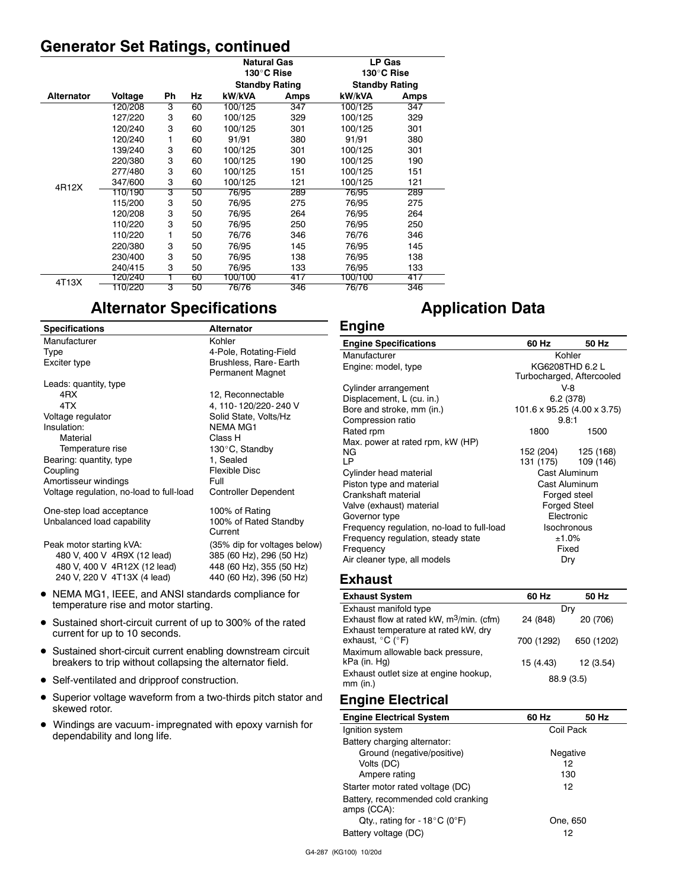## Generator Set Ratings, continued

| | | | | Natural Gas 130°C Rise Standby Rating | | LP Gas 130°C Rise Standby Rating | |
|---|---|---|---|---|---|---|---|
| Alternator | Voltage | Ph | Hz | kW/kVA | Amps | kW/kVA | Amps |
| 4R12X | 120/208 | 3 | 60 | 100/125 | 347 | 100/125 | 347 |
| | 127/220 | 3 | 60 | 100/125 | 329 | 100/125 | 329 |
| | 120/240 | 3 | 60 | 100/125 | 301 | 100/125 | 301 |
| | 120/240 | 1 | 60 | 91/91 | 380 | 91/91 | 380 |
| | 139/240 | 3 | 60 | 100/125 | 301 | 100/125 | 301 |
| | 220/380 | 3 | 60 | 100/125 | 190 | 100/125 | 190 |
| | 277/480 | 3 | 60 | 100/125 | 151 | 100/125 | 151 |
| | 347/600 | 3 | 60 | 100/125 | 121 | 100/125 | 121 |
| | 110/190 | 3 | 50 | 76/95 | 289 | 76/95 | 289 |
| | 115/200 | 3 | 50 | 76/95 | 275 | 76/95 | 275 |
| | 120/208 | 3 | 50 | 76/95 | 264 | 76/95 | 264 |
| | 110/220 | 3 | 50 | 76/95 | 250 | 76/95 | 250 |
| | 110/220 | 1 | 50 | 76/76 | 346 | 76/76 | 346 |
| | 220/380 | 3 | 50 | 76/95 | 145 | 76/95 | 145 |
| | 230/400 | 3 | 50 | 76/95 | 138 | 76/95 | 138 |
| | 240/415 | 3 | 50 | 76/95 | 133 | 76/95 | 133 |
| 4T13X | 120/240 | 1 | 60 | 100/100 | 417 | 100/100 | 417 |
| | 110/220 | 3 | 50 | 76/76 | 346 | 76/76 | 346 |

## Alternator Specifications

| Specifications | Alternator |
|---|---|
| Manufacturer | Kohler |
| Type | 4-Pole, Rotating-Field |
| Exciter type | Brushless, Rare-Earth Permanent Magnet |
| Leads: quantity, type | |
| 4RX | 12, Reconnectable |
| 4TX | 4, 110-120/220-240 V |
| Voltage regulator | Solid State, Volts/Hz |
| Insulation: | NEMA MG1 |
| Material | Class H |
| Temperature rise | 130°C, Standby |
| Bearing: quantity, type | 1, Sealed |
| Coupling | Flexible Disc |
| Amortisseur windings | Full |
| Voltage regulation, no-load to full-load | Controller Dependent |
| One-step load acceptance | 100% of Rating |
| Unbalanced load capability | 100% of Rated Standby Current |
| Peak motor starting kVA: | (35% dip for voltages below) |
| 480 V, 400 V 4R9X (12 lead) | 385 (60 Hz), 296 (50 Hz) |
| 480 V, 400 V 4R12X (12 lead) | 448 (60 Hz), 355 (50 Hz) |
| 240 V, 220 V 4T13X (4 lead) | 440 (60 Hz), 396 (50 Hz) |

- NEMA MG1, IEEE, and ANSI standards compliance for temperature rise and motor starting.
- Sustained short-circuit current of up to 300% of the rated current for up to 10 seconds.
- Sustained short-circuit current enabling downstream circuit breakers to trip without collapsing the alternator field.
- Self-ventilated and dripproof construction.
- Superior voltage waveform from a two-thirds pitch stator and skewed rotor.
- Windings are vacuum-impregnated with epoxy varnish for dependability and long life.

## Application Data

### Engine

| Engine Specifications | 60 Hz | 50 Hz |
|---|---|---|
| Manufacturer | Kohler | |
| Engine: model, type | KG6208THD 6.2 L Turbocharged, Aftercooled | |
| Cylinder arrangement | V-8 | |
| Displacement, L (cu. in.) | 6.2 (378) | |
| Bore and stroke, mm (in.) | 101.6 x 95.25 (4.00 x 3.75) | |
| Compression ratio | 9.8:1 | |
| Rated rpm | 1800 | 1500 |
| Max. power at rated rpm, kW (HP) | | |
| NG | 152 (204) | 125 (168) |
| LP | 131 (175) | 109 (146) |
| Cylinder head material | Cast Aluminum | |
| Piston type and material | Cast Aluminum | |
| Crankshaft material | Forged steel | |
| Valve (exhaust) material | Forged Steel | |
| Governor type | Electronic | |
| Frequency regulation, no-load to full-load | Isochronous | |
| Frequency regulation, steady state | ±1.0% | |
| Frequency | Fixed | |
| Air cleaner type, all models | Dry | |

### Exhaust

| Exhaust System | 60 Hz | 50 Hz |
|---|---|---|
| Exhaust manifold type | Dry | |
| Exhaust flow at rated kW, $m^3$/min. (cfm) | 24 (848) | 20 (706) |
| Exhaust temperature at rated kW, dry exhaust, °C (°F) | 700 (1292) | 650 (1202) |
| Maximum allowable back pressure, kPa (in. Hg) | 15 (4.43) | 12 (3.54) |
| Exhaust outlet size at engine hookup, mm (in.) | 88.9 (3.5) | |

### Engine Electrical

| Engine Electrical System | 60 Hz | 50 Hz |
|---|---|---|
| Ignition system | Coil Pack | |
| Battery charging alternator: | | |
| Ground (negative/positive) | Negative | |
| Volts (DC) | 12 | |
| Ampere rating | 130 | |
| Starter motor rated voltage (DC) | 12 | |
| Battery, recommended cold cranking amps (CCA): | | |
| Qty., rating for -18°C (0°F) | One, 650 | |
| Battery voltage (DC) | 12 | |

G4-287 (KG100) 10/20d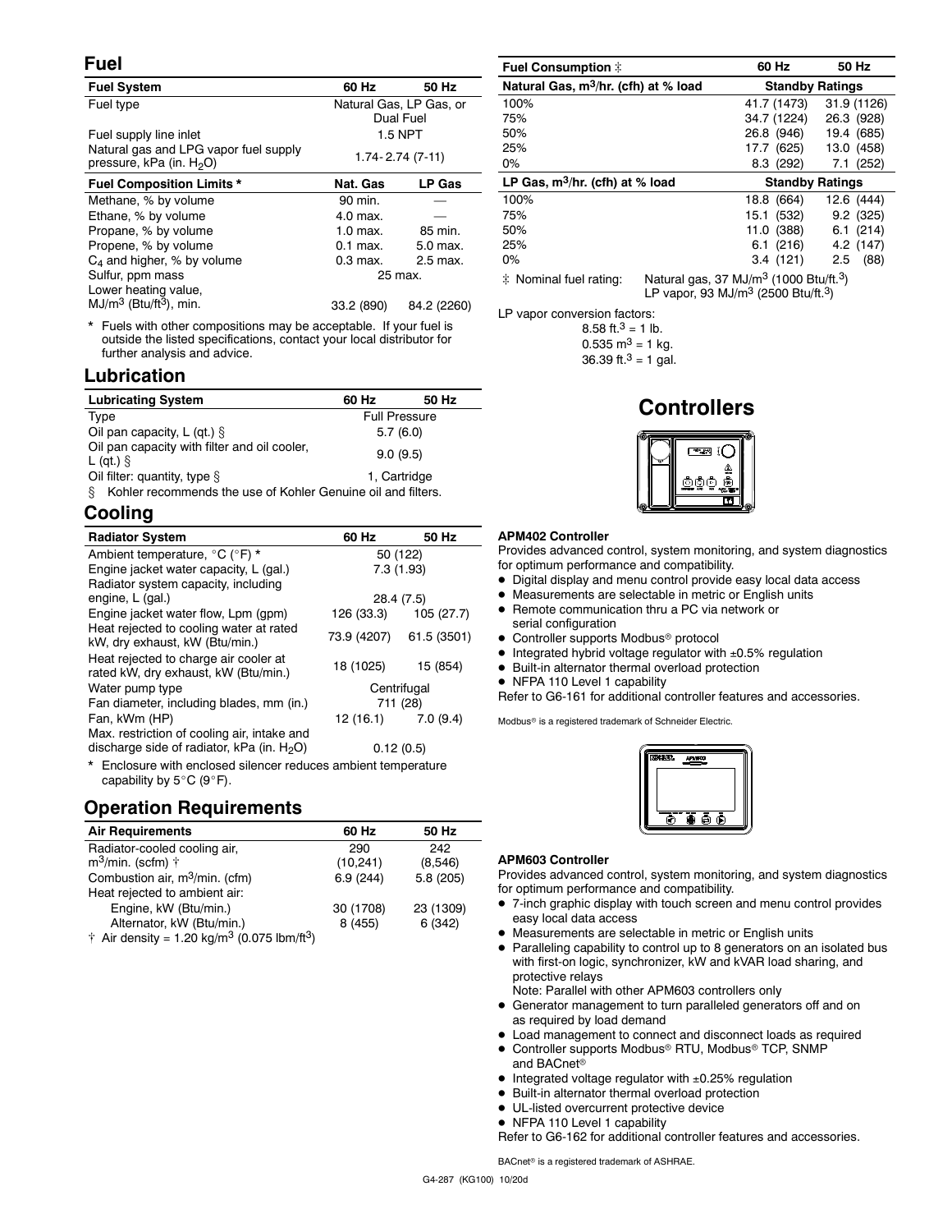## Fuel

| Fuel System | 60 Hz | 50 Hz |
|---|---|---|
| Fuel type | Natural Gas, LP Gas, or Dual Fuel | |
| Fuel supply line inlet | 1.5 NPT | |
| Natural gas and LPG vapor fuel supply pressure, kPa (in. $H_2O$) | 1.74- 2.74 (7-11) | |

| Fuel Composition Limits * | Nat. Gas | LP Gas |
|---|---|---|
| Methane, % by volume | 90 min. | — |
| Ethane, % by volume | 4.0 max. | — |
| Propane, % by volume | 1.0 max. | 85 min. |
| Propene, % by volume | 0.1 max. | 5.0 max. |
| $C_4$ and higher, % by volume | 0.3 max. | 2.5 max. |
| Sulfur, ppm mass | 25 max. | |
| Lower heating value, $MJ/m^3$ ($Btu/ft^3$), min. | 33.2 (890) | 84.2 (2260) |

* Fuels with other compositions may be acceptable. If your fuel is outside the listed specifications, contact your local distributor for further analysis and advice.

## Lubrication

| Lubricating System | 60 Hz | 50 Hz |
|---|---|---|
| Type | Full Pressure | |
| Oil pan capacity, L (qt.) § | 5.7 (6.0) | |
| Oil pan capacity with filter and oil cooler, L (qt.) § | 9.0 (9.5) | |
| Oil filter: quantity, type § | 1, Cartridge | |

§ Kohler recommends the use of Kohler Genuine oil and filters.

## Cooling

| Radiator System | 60 Hz | 50 Hz |
|---|---|---|
| Ambient temperature, °C (°F) * | 50 (122) | |
| Engine jacket water capacity, L (gal.) | 7.3 (1.93) | |
| Radiator system capacity, including engine, L (gal.) | 28.4 (7.5) | |
| Engine jacket water flow, Lpm (gpm) | 126 (33.3) | 105 (27.7) |
| Heat rejected to cooling water at rated kW, dry exhaust, kW (Btu/min.) | 73.9 (4207) | 61.5 (3501) |
| Heat rejected to charge air cooler at rated kW, dry exhaust, kW (Btu/min.) | 18 (1025) | 15 (854) |
| Water pump type | Centrifugal | |
| Fan diameter, including blades, mm (in.) | 711 (28) | |
| Fan, kWm (HP) | 12 (16.1) | 7.0 (9.4) |
| Max. restriction of cooling air, intake and discharge side of radiator, kPa (in. $H_2O$) | 0.12 (0.5) | |

* Enclosure with enclosed silencer reduces ambient temperature capability by 5°C (9°F).

## Operation Requirements

| Air Requirements | 60 Hz | 50 Hz |
|---|---|---|
| Radiator-cooled cooling air, $m^3$/min. (scfm) † | 290 (10,241) | 242 (8,546) |
| Combustion air, $m^3$/min. (cfm) | 6.9 (244) | 5.8 (205) |
| Heat rejected to ambient air: | | |
| Engine, kW (Btu/min.) | 30 (1708) | 23 (1309) |
| Alternator, kW (Btu/min.) | 8 (455) | 6 (342) |

† Air density = 1.20 $kg/m^3$ (0.075 $lbm/ft^3$)

| Fuel Consumption ‡ | 60 Hz | 50 Hz |
|---|---|---|
| **Natural Gas, $m^3$/hr. (cfh) at % load** | **Standby Ratings** | |
| 100% | 41.7 (1473) | 31.9 (1126) |
| 75% | 34.7 (1224) | 26.3 (928) |
| 50% | 26.8 (946) | 19.4 (685) |
| 25% | 17.7 (625) | 13.0 (458) |
| 0% | 8.3 (292) | 7.1 (252) |
| **LP Gas, $m^3$/hr. (cfh) at % load** | **Standby Ratings** | |
| 100% | 18.8 (664) | 12.6 (444) |
| 75% | 15.1 (532) | 9.2 (325) |
| 50% | 11.0 (388) | 6.1 (214) |
| 25% | 6.1 (216) | 4.2 (147) |
| 0% | 3.4 (121) | 2.5 (88) |

‡ Nominal fuel rating: Natural gas, 37 $MJ/m^3$ (1000 $Btu/ft.^3$)
LP vapor, 93 $MJ/m^3$ (2500 $Btu/ft.^3$)

LP vapor conversion factors:
8.58 $ft.^3$ = 1 lb.
0.535 $m^3$ = 1 kg.
36.39 $ft.^3$ = 1 gal.

# Controllers

**APM402 Controller**

Provides advanced control, system monitoring, and system diagnostics for optimum performance and compatibility.

- Digital display and menu control provide easy local data access
- Measurements are selectable in metric or English units
- Remote communication thru a PC via network or serial configuration
- Controller supports Modbus® protocol
- Integrated hybrid voltage regulator with ±0.5% regulation
- Built-in alternator thermal overload protection
- NFPA 110 Level 1 capability

Refer to G6-161 for additional controller features and accessories.

Modbus® is a registered trademark of Schneider Electric.

**APM603 Controller**

Provides advanced control, system monitoring, and system diagnostics for optimum performance and compatibility.

- 7-inch graphic display with touch screen and menu control provides easy local data access
- Measurements are selectable in metric or English units
- Paralleling capability to control up to 8 generators on an isolated bus with first-on logic, synchronizer, kW and kVAR load sharing, and protective relays
  Note: Parallel with other APM603 controllers only
- Generator management to turn paralleled generators off and on as required by load demand
- Load management to connect and disconnect loads as required
- Controller supports Modbus® RTU, Modbus® TCP, SNMP and BACnet®
- Integrated voltage regulator with ±0.25% regulation
- Built-in alternator thermal overload protection
- UL-listed overcurrent protective device
- NFPA 110 Level 1 capability

Refer to G6-162 for additional controller features and accessories.

BACnet® is a registered trademark of ASHRAE.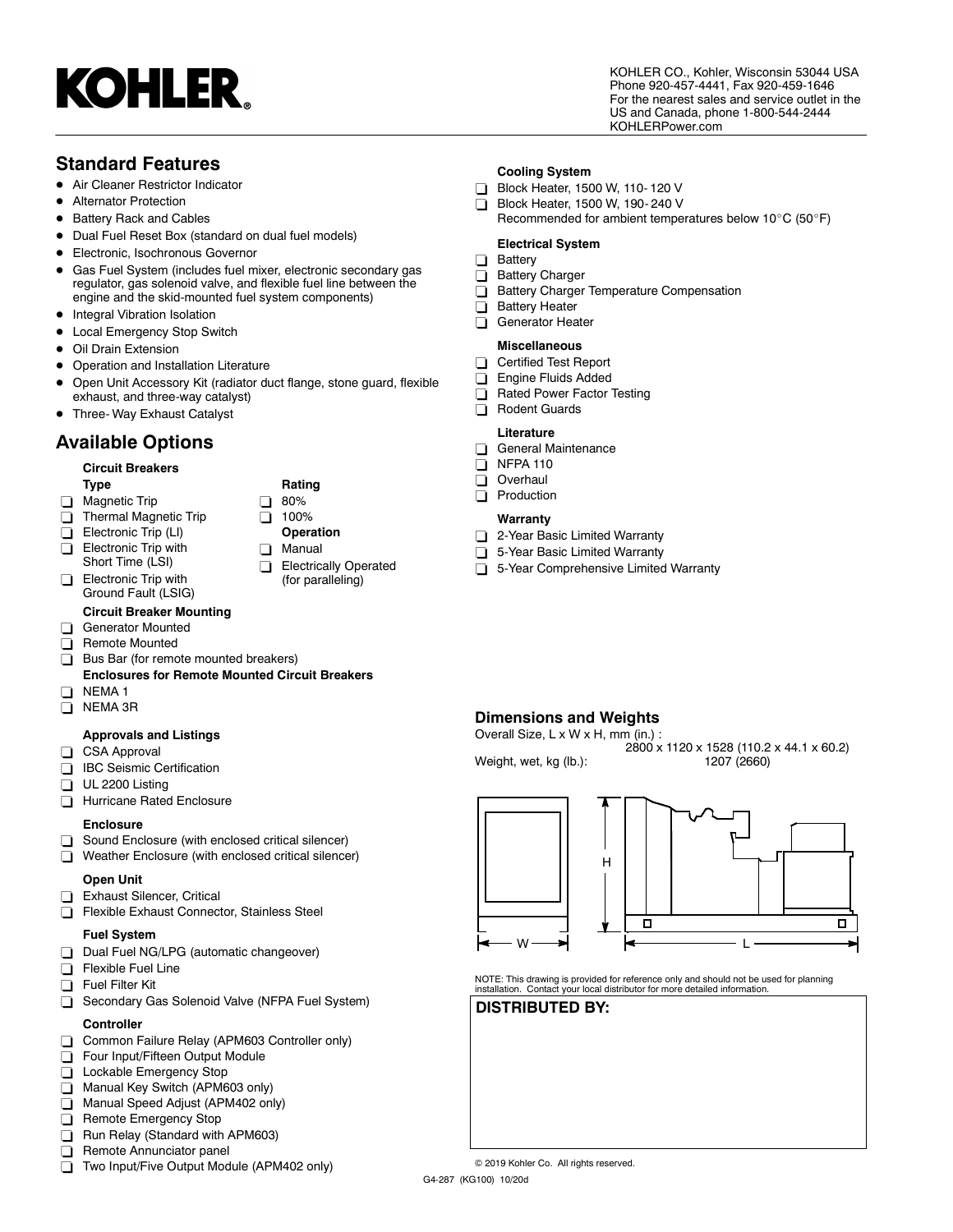KOHLER CO., Kohler, Wisconsin 53044 USA
Phone 920-457-4441, Fax 920-459-1646
For the nearest sales and service outlet in the US and Canada, phone 1-800-544-2444
KOHLERPower.com

## Standard Features

- Air Cleaner Restrictor Indicator
- Alternator Protection
- Battery Rack and Cables
- Dual Fuel Reset Box (standard on dual fuel models)
- Electronic, Isochronous Governor
- Gas Fuel System (includes fuel mixer, electronic secondary gas regulator, gas solenoid valve, and flexible fuel line between the engine and the skid-mounted fuel system components)
- Integral Vibration Isolation
- Local Emergency Stop Switch
- Oil Drain Extension
- Operation and Installation Literature
- Open Unit Accessory Kit (radiator duct flange, stone guard, flexible exhaust, and three-way catalyst)
- Three- Way Exhaust Catalyst

## Available Options

### Circuit Breakers

**Type**

- ❑ Magnetic Trip
- ❑ Thermal Magnetic Trip
- ❑ Electronic Trip (LI)
- ❑ Electronic Trip with Short Time (LSI)
- ❑ Electronic Trip with Ground Fault (LSIG)

**Rating**

- ❑ 80%
- ❑ 100%

**Operation**

- ❑ Manual
- ❑ Electrically Operated (for paralleling)

**Circuit Breaker Mounting**

- ❑ Generator Mounted
- ❑ Remote Mounted
- ❑ Bus Bar (for remote mounted breakers)

**Enclosures for Remote Mounted Circuit Breakers**

- ❑ NEMA 1
- ❑ NEMA 3R

### Approvals and Listings

- ❑ CSA Approval
- ❑ IBC Seismic Certification
- ❑ UL 2200 Listing
- ❑ Hurricane Rated Enclosure

### Enclosure

- ❑ Sound Enclosure (with enclosed critical silencer)
- ❑ Weather Enclosure (with enclosed critical silencer)

### Open Unit

- ❑ Exhaust Silencer, Critical
- ❑ Flexible Exhaust Connector, Stainless Steel

### Fuel System

- ❑ Dual Fuel NG/LPG (automatic changeover)
- ❑ Flexible Fuel Line
- ❑ Fuel Filter Kit
- ❑ Secondary Gas Solenoid Valve (NFPA Fuel System)

### Controller

- ❑ Common Failure Relay (APM603 Controller only)
- ❑ Four Input/Fifteen Output Module
- ❑ Lockable Emergency Stop
- ❑ Manual Key Switch (APM603 only)
- ❑ Manual Speed Adjust (APM402 only)
- ❑ Remote Emergency Stop
- ❑ Run Relay (Standard with APM603)
- ❑ Remote Annunciator panel
- ❑ Two Input/Five Output Module (APM402 only)

### Cooling System

- ❑ Block Heater, 1500 W, 110- 120 V
- ❑ Block Heater, 1500 W, 190- 240 V
  Recommended for ambient temperatures below 10°C (50°F)

### Electrical System

- ❑ Battery
- ❑ Battery Charger
- ❑ Battery Charger Temperature Compensation
- ❑ Battery Heater
- ❑ Generator Heater

### Miscellaneous

- ❑ Certified Test Report
- ❑ Engine Fluids Added
- ❑ Rated Power Factor Testing
- ❑ Rodent Guards

### Literature

- ❑ General Maintenance
- ❑ NFPA 110
- ❑ Overhaul
- ❑ Production

### Warranty

- ❑ 2-Year Basic Limited Warranty
- ❑ 5-Year Basic Limited Warranty
- ❑ 5-Year Comprehensive Limited Warranty

## Dimensions and Weights

Overall Size, L x W x H, mm (in.) : 2800 x 1120 x 1528 (110.2 x 44.1 x 60.2)

Weight, wet, kg (lb.): 1207 (2660)

H

W

L

NOTE: This drawing is provided for reference only and should not be used for planning installation. Contact your local distributor for more detailed information.

**DISTRIBUTED BY:**

© 2019 Kohler Co. All rights reserved.

G4-287 (KG100) 10/20d